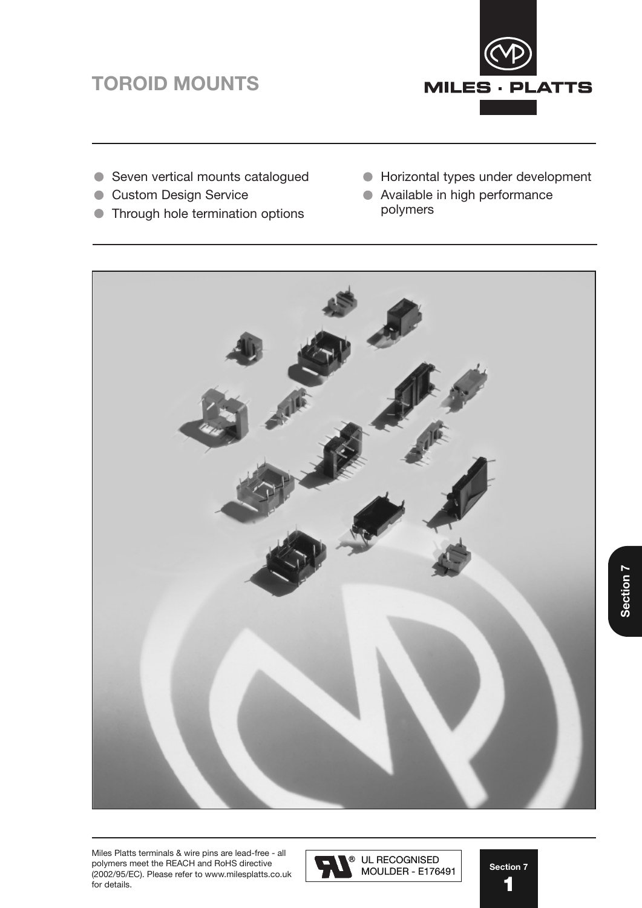# TOROID MOUNTS

MILES · PLATTS

- Seven vertical mounts catalogued
- Custom Design Service
- Through hole termination options
- Horizontal types under development
- Available in high performance polymers

Miles Platts terminals & wire pins are lead-free - all polymers meet the REACH and RoHS directive (2002/95/EC). Please refer to www.milesplatts.co.uk for details.

UL RECOGNISED MOULDER - E176491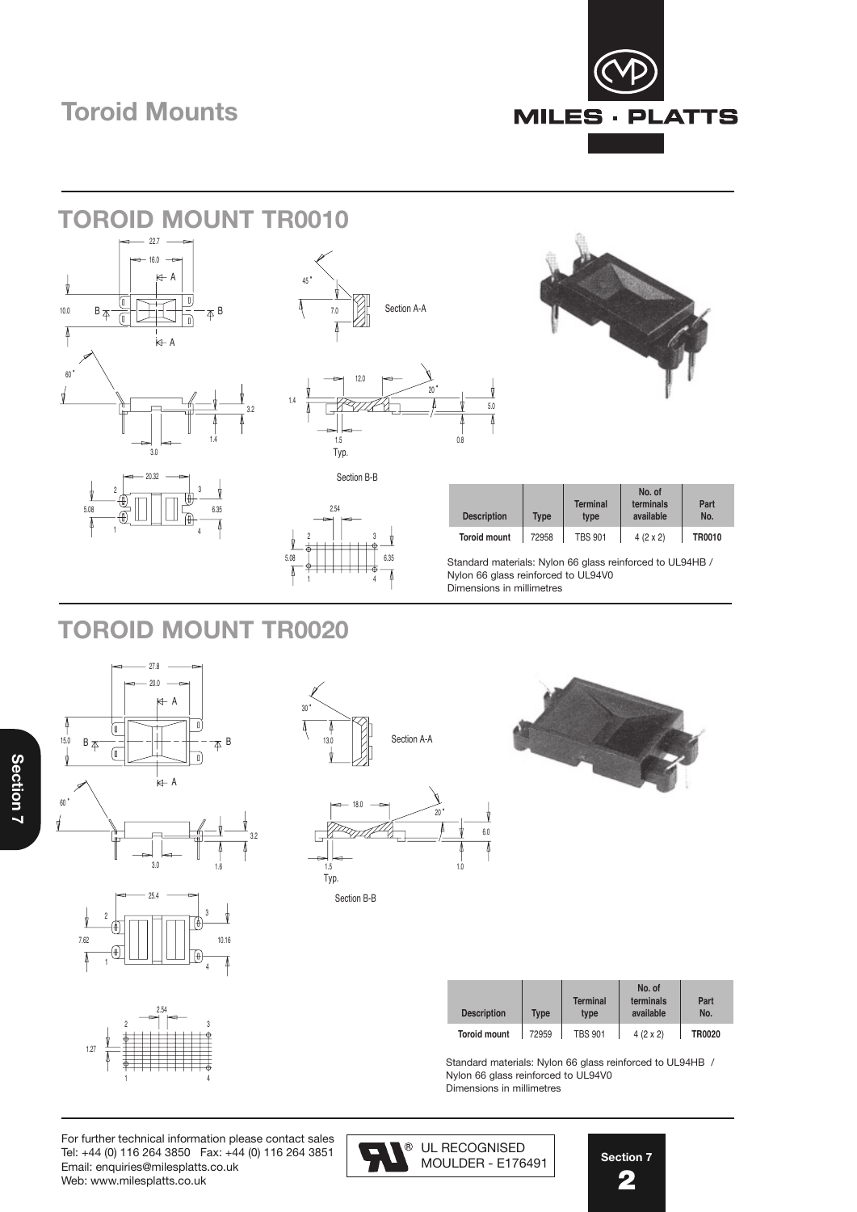# Toroid Mounts

## TOROID MOUNT TR0010

| Description | Type | Terminal type | No. of terminals available | Part No. |
|---|---|---|---|---|
| Toroid mount | 72958 | TBS 901 | 4 (2 x 2) | TR0010 |

Standard materials: Nylon 66 glass reinforced to UL94HB / Nylon 66 glass reinforced to UL94V0
Dimensions in millimetres

## TOROID MOUNT TR0020

| Description | Type | Terminal type | No. of terminals available | Part No. |
|---|---|---|---|---|
| Toroid mount | 72959 | TBS 901 | 4 (2 x 2) | TR0020 |

Standard materials: Nylon 66 glass reinforced to UL94HB / Nylon 66 glass reinforced to UL94V0
Dimensions in millimetres

For further technical information please contact sales
Tel: +44 (0) 116 264 3850 Fax: +44 (0) 116 264 3851
Email: enquiries@milesplatts.co.uk
Web: www.milesplatts.co.uk

UL RECOGNISED MOULDER - E176491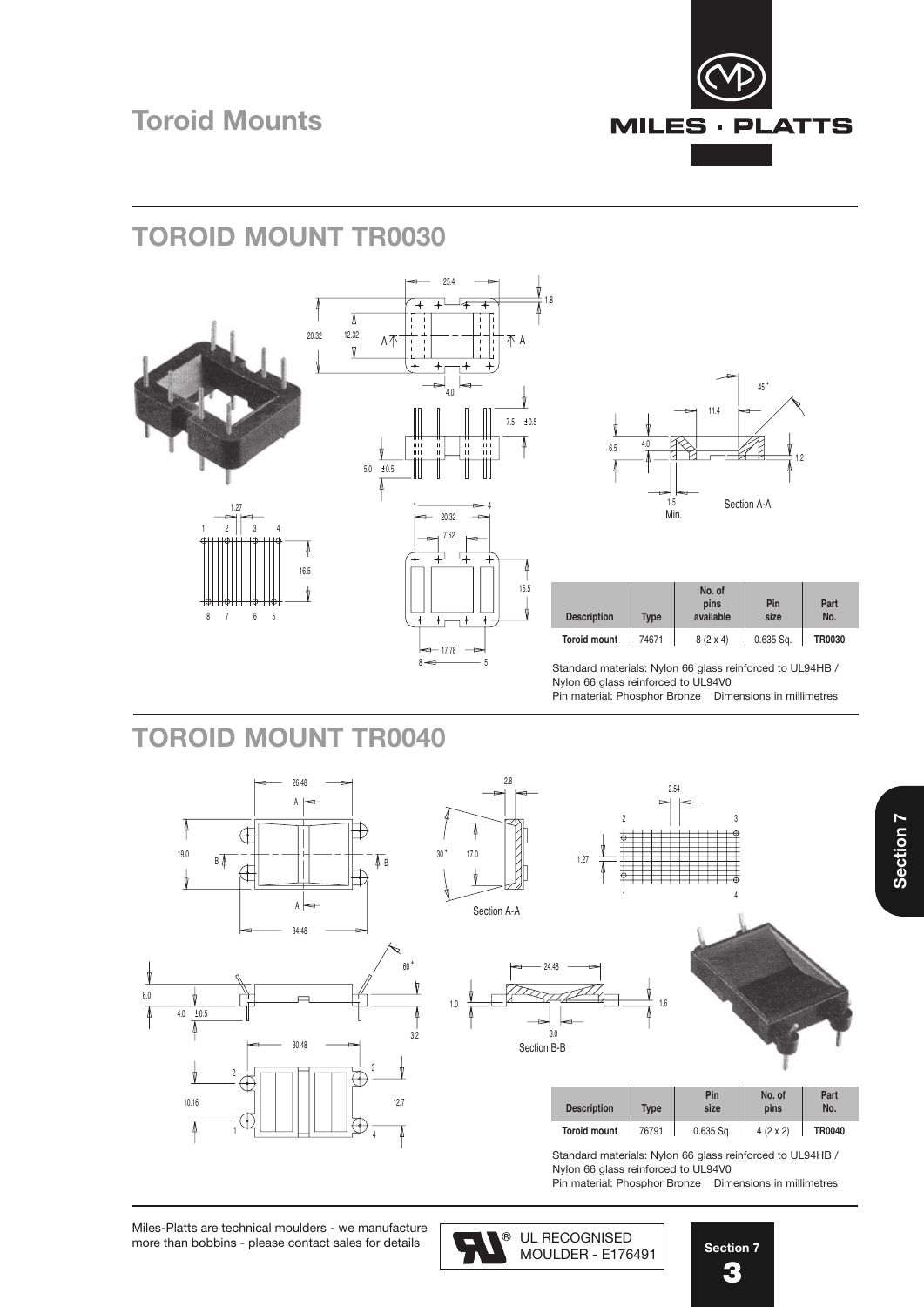# Toroid Mounts

## TOROID MOUNT TR0030

| Description | Type | No. of pins available | Pin size | Part No. |
|---|---|---|---|---|
| Toroid mount | 74671 | 8 (2 x 4) | 0.635 Sq. | **TR0030** |

Standard materials: Nylon 66 glass reinforced to UL94HB / Nylon 66 glass reinforced to UL94V0
Pin material: Phosphor Bronze    Dimensions in millimetres

## TOROID MOUNT TR0040

| Description | Type | Pin size | No. of pins | Part No. |
|---|---|---|---|---|
| Toroid mount | 76791 | 0.635 Sq. | 4 (2 x 2) | **TR0040** |

Standard materials: Nylon 66 glass reinforced to UL94HB / Nylon 66 glass reinforced to UL94V0
Pin material: Phosphor Bronze    Dimensions in millimetres

Miles-Platts are technical moulders - we manufacture more than bobbins - please contact sales for details

UL RECOGNISED MOULDER - E176491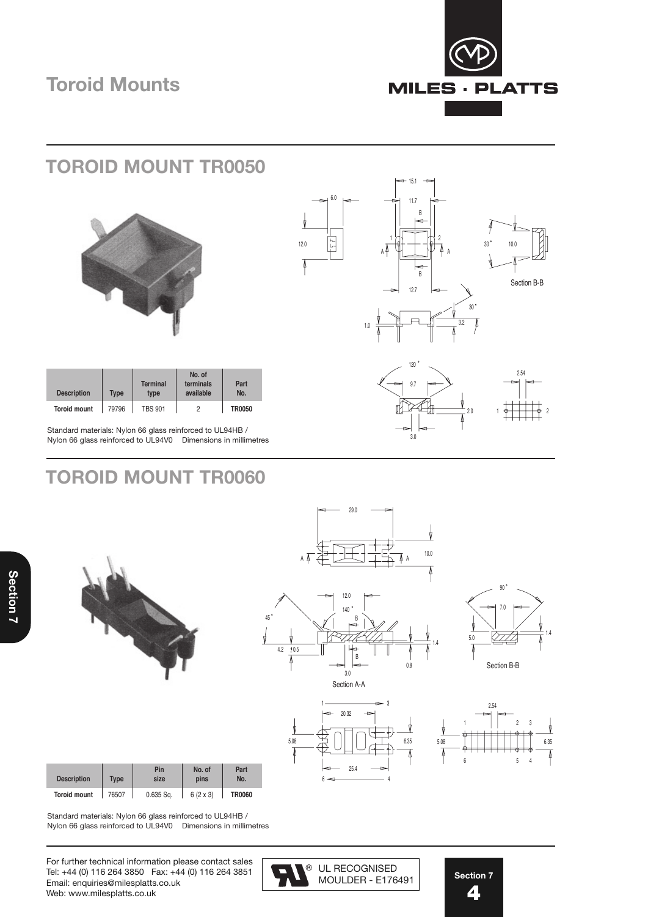# Toroid Mounts

## TOROID MOUNT TR0050

| Description | Type | Terminal type | No. of terminals available | Part No. |
|---|---|---|---|---|
| Toroid mount | 79796 | TBS 901 | 2 | TR0050 |

Standard materials: Nylon 66 glass reinforced to UL94HB / Nylon 66 glass reinforced to UL94V0 Dimensions in millimetres

## TOROID MOUNT TR0060

| Description | Type | Pin size | No. of pins | Part No. |
|---|---|---|---|---|
| Toroid mount | 76507 | 0.635 Sq. | 6 (2 x 3) | TR0060 |

Standard materials: Nylon 66 glass reinforced to UL94HB / Nylon 66 glass reinforced to UL94V0 Dimensions in millimetres

For further technical information please contact sales
Tel: +44 (0) 116 264 3850 Fax: +44 (0) 116 264 3851
Email: enquiries@milesplatts.co.uk
Web: www.milesplatts.co.uk

UL RECOGNISED MOULDER - E176491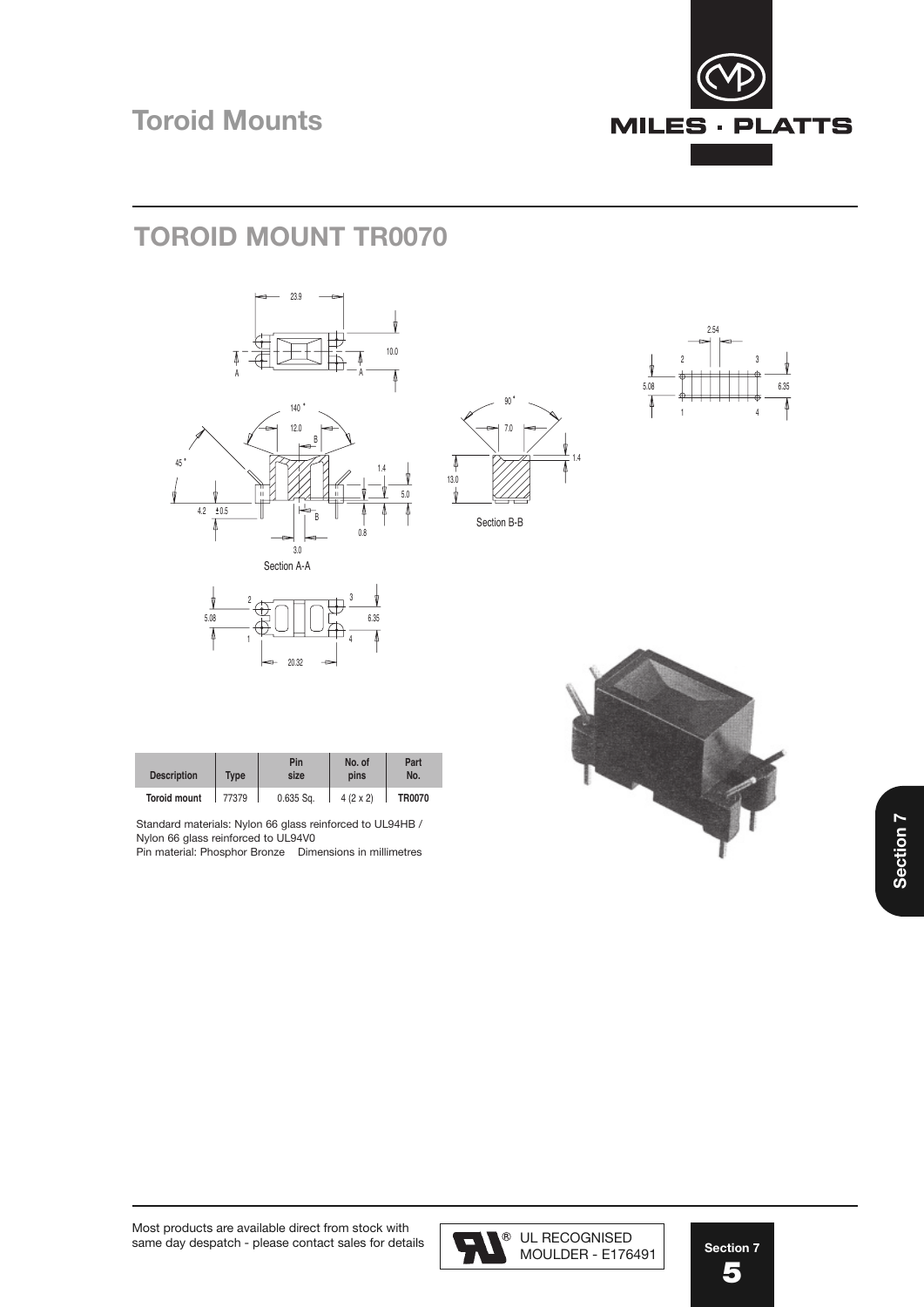# Toroid Mounts

## TOROID MOUNT TR0070

| Description | Type | Pin size | No. of pins | Part No. |
|---|---|---|---|---|
| Toroid mount | 77379 | 0.635 Sq. | 4 (2 x 2) | **TR0070** |

Standard materials: Nylon 66 glass reinforced to UL94HB / Nylon 66 glass reinforced to UL94V0
Pin material: Phosphor Bronze    Dimensions in millimetres

Most products are available direct from stock with same day despatch - please contact sales for details

UL RECOGNISED MOULDER - E176491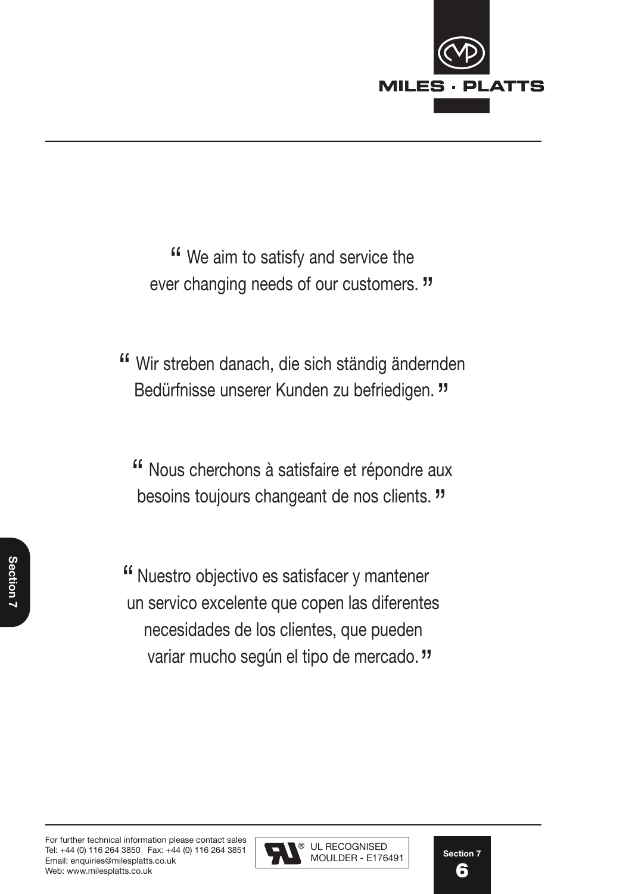“ We aim to satisfy and service the ever changing needs of our customers. ”

“ Wir streben danach, die sich ständig ändernden Bedürfnisse unserer Kunden zu befriedigen. ”

“ Nous cherchons à satisfaire et répondre aux besoins toujours changeant de nos clients. ”

“ Nuestro objectivo es satisfacer y mantener un servico excelente que copen las diferentes necesidades de los clientes, que pueden variar mucho según el tipo de mercado. ”

For further technical information please contact sales
Tel: +44 (0) 116 264 3850   Fax: +44 (0) 116 264 3851
Email: enquiries@milesplatts.co.uk
Web: www.milesplatts.co.uk

UL RECOGNISED MOULDER - E176491